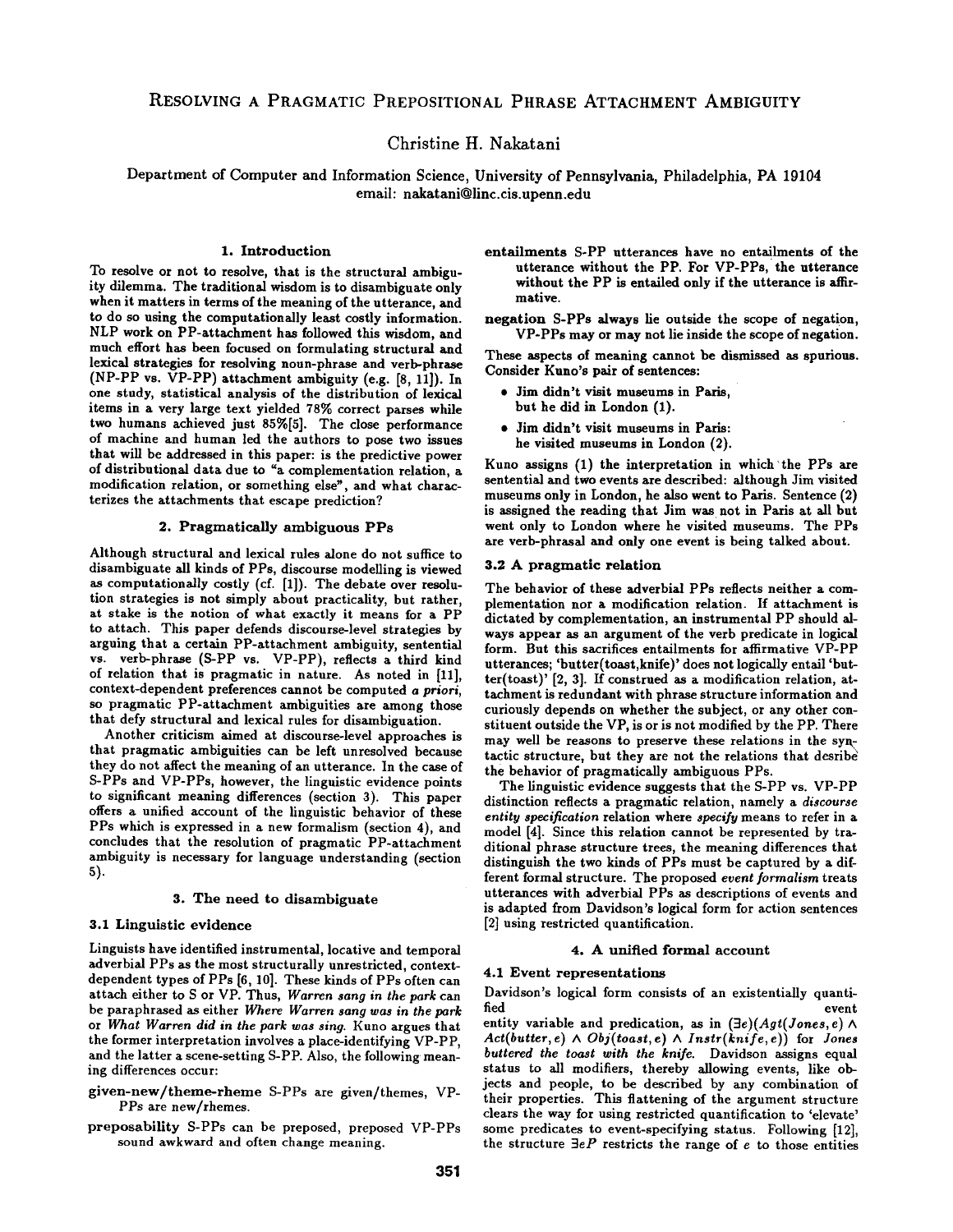# Resolving a Pragmatic Prepositional Phrase Attachment Ambiguity

Christine H. Nakatani

Department of Computer and Information Science, University of Pennsylvania, Philadelphia, PA 19104
email: nakatani@linc.cis.upenn.edu

## 1. Introduction

To resolve or not to resolve, that is the structural ambiguity dilemma. The traditional wisdom is to disambiguate only when it matters in terms of the meaning of the utterance, and to do so using the computationally least costly information. NLP work on PP-attachment has followed this wisdom, and much effort has been focused on formulating structural and lexical strategies for resolving noun-phrase and verb-phrase (NP-PP vs. VP-PP) attachment ambiguity (e.g. [8, 11]). In one study, statistical analysis of the distribution of lexical items in a very large text yielded 78% correct parses while two humans achieved just 85%[5]. The close performance of machine and human led the authors to pose two issues that will be addressed in this paper: is the predictive power of distributional data due to "a complementation relation, a modification relation, or something else", and what characterizes the attachments that escape prediction?

## 2. Pragmatically ambiguous PPs

Although structural and lexical rules alone do not suffice to disambiguate all kinds of PPs, discourse modelling is viewed as computationally costly (cf. [1]). The debate over resolution strategies is not simply about practicality, but rather, at stake is the notion of what exactly it means for a PP to attach. This paper defends discourse-level strategies by arguing that a certain PP-attachment ambiguity, sentential vs. verb-phrase (S-PP vs. VP-PP), reflects a third kind of relation that is pragmatic in nature. As noted in [11], context-dependent preferences cannot be computed *a priori*, so pragmatic PP-attachment ambiguities are among those that defy structural and lexical rules for disambiguation.

Another criticism aimed at discourse-level approaches is that pragmatic ambiguities can be left unresolved because they do not affect the meaning of an utterance. In the case of S-PPs and VP-PPs, however, the linguistic evidence points to significant meaning differences (section 3). This paper offers a unified account of the linguistic behavior of these PPs which is expressed in a new formalism (section 4), and concludes that the resolution of pragmatic PP-attachment ambiguity is necessary for language understanding (section 5).

## 3. The need to disambiguate

### 3.1 Linguistic evidence

Linguists have identified instrumental, locative and temporal adverbial PPs as the most structurally unrestricted, context-dependent types of PPs [6, 10]. These kinds of PPs often can attach either to S or VP. Thus, *Warren sang in the park* can be paraphrased as either *Where Warren sang was in the park* or *What Warren did in the park was sing.* Kuno argues that the former interpretation involves a place-identifying VP-PP, and the latter a scene-setting S-PP. Also, the following meaning differences occur:

**given-new/theme-rheme** S-PPs are given/themes, VP-PPs are new/rhemes.

**preposability** S-PPs can be preposed, preposed VP-PPs sound awkward and often change meaning.

**entailments** S-PP utterances have no entailments of the utterance without the PP. For VP-PPs, the utterance without the PP is entailed only if the utterance is affirmative.

**negation** S-PPs always lie outside the scope of negation, VP-PPs may or may not lie inside the scope of negation.

These aspects of meaning cannot be dismissed as spurious. Consider Kuno's pair of sentences:

- Jim didn't visit museums in Paris, but he did in London (1).
- Jim didn't visit museums in Paris: he visited museums in London (2).

Kuno assigns (1) the interpretation in which the PPs are sentential and two events are described: although Jim visited museums only in London, he also went to Paris. Sentence (2) is assigned the reading that Jim was not in Paris at all but went only to London where he visited museums. The PPs are verb-phrasal and only one event is being talked about.

### 3.2 A pragmatic relation

The behavior of these adverbial PPs reflects neither a complementation nor a modification relation. If attachment is dictated by complementation, an instrumental PP should always appear as an argument of the verb predicate in logical form. But this sacrifices entailments for affirmative VP-PP utterances; 'butter(toast,knife)' does not logically entail 'butter(toast)' [2, 3]. If construed as a modification relation, attachment is redundant with phrase structure information and curiously depends on whether the subject, or any other constituent outside the VP, is or is not modified by the PP. There may well be reasons to preserve these relations in the syntactic structure, but they are not the relations that desribe the behavior of pragmatically ambiguous PPs.

The linguistic evidence suggests that the S-PP vs. VP-PP distinction reflects a pragmatic relation, namely a *discourse entity specification* relation where *specify* means to refer in a model [4]. Since this relation cannot be represented by traditional phrase structure trees, the meaning differences that distinguish the two kinds of PPs must be captured by a different formal structure. The proposed *event formalism* treats utterances with adverbial PPs as descriptions of events and is adapted from Davidson's logical form for action sentences [2] using restricted quantification.

## 4. A unified formal account

### 4.1 Event representations

Davidson's logical form consists of an existentially quantified event entity variable and predication, as in $(\exists e)(Agt(Jones, e) \wedge Act(butter, e) \wedge Obj(toast, e) \wedge Instr(knife, e))$ for *Jones buttered the toast with the knife.* Davidson assigns equal status to all modifiers, thereby allowing events, like objects and people, to be described by any combination of their properties. This flattening of the argument structure clears the way for using restricted quantification to 'elevate' some predicates to event-specifying status. Following [12], the structure $\exists eP$ restricts the range of $e$ to those entities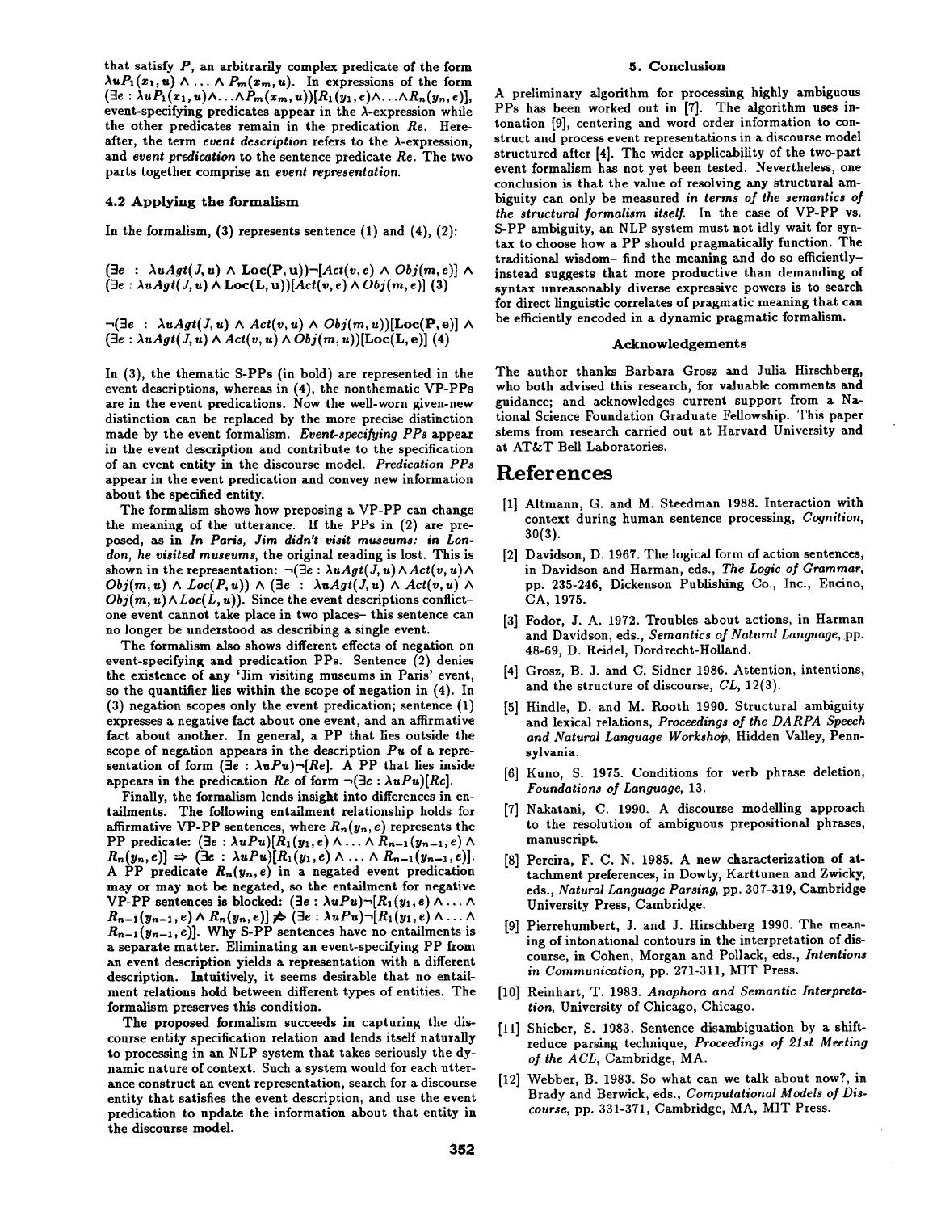that satisfy $P$, an arbitrarily complex predicate of the form $\lambda u P_1(x_1, u) \wedge \ldots \wedge P_m(x_m, u)$. In expressions of the form $(\exists e : \lambda u P_1(x_1, u) \wedge \ldots \wedge P_m(x_m, u))[R_1(y_1, e) \wedge \ldots \wedge R_n(y_n, e)]$, event-specifying predicates appear in the $\lambda$-expression while the other predicates remain in the predication $Re$. Hereafter, the term *event description* refers to the $\lambda$-expression, and *event predication* to the sentence predicate $Re$. The two parts together comprise an *event representation*.

### 4.2 Applying the formalism

In the formalism, (3) represents sentence (1) and (4), (2):

$$(\exists e : \lambda u Agt(J, u) \wedge \mathbf{Loc(P, u)})\neg[Act(v, e) \wedge Obj(m, e)] \wedge (\exists e : \lambda u Agt(J, u) \wedge \mathbf{Loc(L, u)})[Act(v, e) \wedge Obj(m, e)] \quad (3)$$

$$\neg(\exists e : \lambda u Agt(J, u) \wedge Act(v, u) \wedge Obj(m, u))[\mathbf{Loc(P, e)}] \wedge (\exists e : \lambda u Agt(J, u) \wedge Act(v, u) \wedge Obj(m, u))[\mathbf{Loc(L, e)}] \quad (4)$$

In (3), the thematic S-PPs (in bold) are represented in the event descriptions, whereas in (4), the nonthematic VP-PPs are in the event predications. Now the well-worn given-new distinction can be replaced by the more precise distinction made by the event formalism. *Event-specifying PPs* appear in the event description and contribute to the specification of an event entity in the discourse model. *Predication PPs* appear in the event predication and convey new information about the specified entity.

The formalism shows how preposing a VP-PP can change the meaning of the utterance. If the PPs in (2) are preposed, as in *In Paris, Jim didn't visit museums: in London, he visited museums*, the original reading is lost. This is shown in the representation: $\neg(\exists e : \lambda u Agt(J, u) \wedge Act(v, u) \wedge Obj(m, u) \wedge Loc(P, u)) \wedge (\exists e : \lambda u Agt(J, u) \wedge Act(v, u) \wedge Obj(m, u) \wedge Loc(L, u))$. Since the event descriptions conflict– one event cannot take place in two places– this sentence can no longer be understood as describing a single event.

The formalism also shows different effects of negation on event-specifying and predication PPs. Sentence (2) denies the existence of any 'Jim visiting museums in Paris' event, so the quantifier lies within the scope of negation in (4). In (3) negation scopes only the event predication; sentence (1) expresses a negative fact about one event, and an affirmative fact about another. In general, a PP that lies outside the scope of negation appears in the description $Pu$ of a representation of form $(\exists e : \lambda u Pu)\neg[Re]$. A PP that lies inside appears in the predication $Re$ of form $\neg(\exists e : \lambda u Pu)[Re]$.

Finally, the formalism lends insight into differences in entailments. The following entailment relationship holds for affirmative VP-PP sentences, where $R_n(y_n, e)$ represents the PP predicate: $(\exists e : \lambda u Pu)[R_1(y_1, e) \wedge \ldots \wedge R_{n-1}(y_{n-1}, e) \wedge R_n(y_n, e)] \Rightarrow (\exists e : \lambda u Pu)[R_1(y_1, e) \wedge \ldots \wedge R_{n-1}(y_{n-1}, e)]$. A PP predicate $R_n(y_n, e)$ in a negated event predication may or may not be negated, so the entailment for negative VP-PP sentences is blocked: $(\exists e : \lambda u Pu)\neg[R_1(y_1, e) \wedge \ldots \wedge R_{n-1}(y_{n-1}, e) \wedge R_n(y_n, e)] \not\Rightarrow (\exists e : \lambda u Pu)\neg[R_1(y_1, e) \wedge \ldots \wedge R_{n-1}(y_{n-1}, e)]$. Why S-PP sentences have no entailments is a separate matter. Eliminating an event-specifying PP from an event description yields a representation with a different description. Intuitively, it seems desirable that no entailment relations hold between different types of entities. The formalism preserves this condition.

The proposed formalism succeeds in capturing the discourse entity specification relation and lends itself naturally to processing in an NLP system that takes seriously the dynamic nature of context. Such a system would for each utterance construct an event representation, search for a discourse entity that satisfies the event description, and use the event predication to update the information about that entity in the discourse model.

## 5. Conclusion

A preliminary algorithm for processing highly ambiguous PPs has been worked out in [7]. The algorithm uses intonation [9], centering and word order information to construct and process event representations in a discourse model structured after [4]. The wider applicability of the two-part event formalism has not yet been tested. Nevertheless, one conclusion is that the value of resolving any structural ambiguity can only be measured *in terms of the semantics of the structural formalism itself.* In the case of VP-PP vs. S-PP ambiguity, an NLP system must not idly wait for syntax to choose how a PP should pragmatically function. The traditional wisdom– find the meaning and do so efficiently– instead suggests that more productive than demanding of syntax unreasonably diverse expressive powers is to search for direct linguistic correlates of pragmatic meaning that can be efficiently encoded in a dynamic pragmatic formalism.

### Acknowledgements

The author thanks Barbara Grosz and Julia Hirschberg, who both advised this research, for valuable comments and guidance; and acknowledges current support from a National Science Foundation Graduate Fellowship. This paper stems from research carried out at Harvard University and at AT&T Bell Laboratories.

## References

[1] Altmann, G. and M. Steedman 1988. Interaction with context during human sentence processing, *Cognition*, 30(3).

[2] Davidson, D. 1967. The logical form of action sentences, in Davidson and Harman, eds., *The Logic of Grammar*, pp. 235-246, Dickenson Publishing Co., Inc., Encino, CA, 1975.

[3] Fodor, J. A. 1972. Troubles about actions, in Harman and Davidson, eds., *Semantics of Natural Language*, pp. 48-69, D. Reidel, Dordrecht-Holland.

[4] Grosz, B. J. and C. Sidner 1986. Attention, intentions, and the structure of discourse, *CL*, 12(3).

[5] Hindle, D. and M. Rooth 1990. Structural ambiguity and lexical relations, *Proceedings of the DARPA Speech and Natural Language Workshop*, Hidden Valley, Pennsylvania.

[6] Kuno, S. 1975. Conditions for verb phrase deletion, *Foundations of Language*, 13.

[7] Nakatani, C. 1990. A discourse modelling approach to the resolution of ambiguous prepositional phrases, manuscript.

[8] Pereira, F. C. N. 1985. A new characterization of attachment preferences, in Dowty, Karttunen and Zwicky, eds., *Natural Language Parsing*, pp. 307-319, Cambridge University Press, Cambridge.

[9] Pierrehumbert, J. and J. Hirschberg 1990. The meaning of intonational contours in the interpretation of discourse, in Cohen, Morgan and Pollack, eds., *Intentions in Communication*, pp. 271-311, MIT Press.

[10] Reinhart, T. 1983. *Anaphora and Semantic Interpretation*, University of Chicago, Chicago.

[11] Shieber, S. 1983. Sentence disambiguation by a shift-reduce parsing technique, *Proceedings of 21st Meeting of the ACL*, Cambridge, MA.

[12] Webber, B. 1983. So what can we talk about now?, in Brady and Berwick, eds., *Computational Models of Discourse*, pp. 331-371, Cambridge, MA, MIT Press.